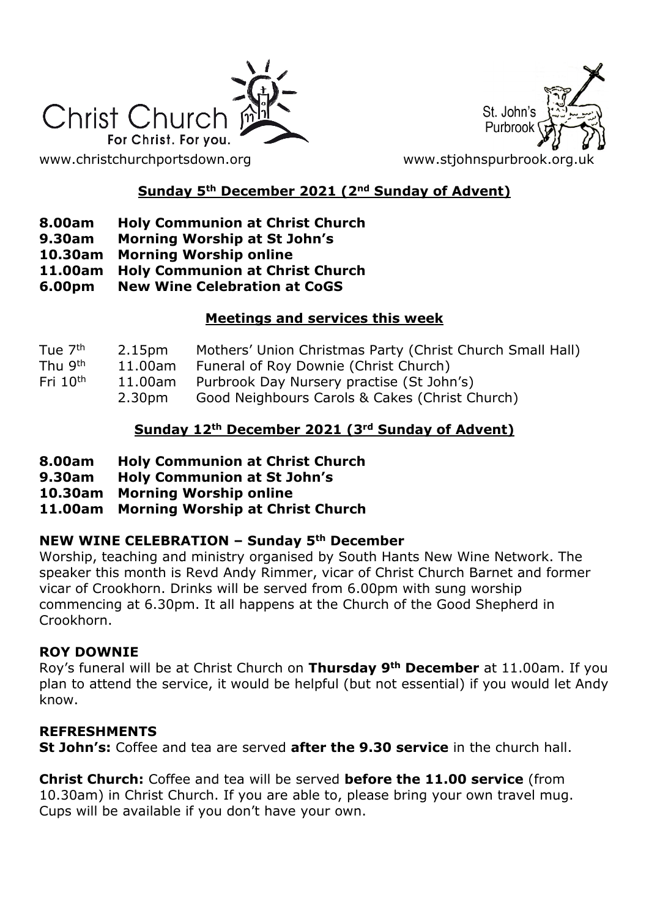Christ Church
For Christ. For you.

St. John's Purbrook

www.christchurchportsdown.org www.stjohnspurbrook.org.uk

## Sunday 5th December 2021 (2nd Sunday of Advent)

**8.00am Holy Communion at Christ Church**
**9.30am Morning Worship at St John's**
**10.30am Morning Worship online**
**11.00am Holy Communion at Christ Church**
**6.00pm New Wine Celebration at CoGS**

## Meetings and services this week

| | | |
|---|---|---|
| Tue 7th | 2.15pm | Mothers' Union Christmas Party (Christ Church Small Hall) |
| Thu 9th | 11.00am | Funeral of Roy Downie (Christ Church) |
| Fri 10th | 11.00am | Purbrook Day Nursery practise (St John's) |
| | 2.30pm | Good Neighbours Carols & Cakes (Christ Church) |

## Sunday 12th December 2021 (3rd Sunday of Advent)

**8.00am Holy Communion at Christ Church**
**9.30am Holy Communion at St John's**
**10.30am Morning Worship online**
**11.00am Morning Worship at Christ Church**

### NEW WINE CELEBRATION – Sunday 5th December

Worship, teaching and ministry organised by South Hants New Wine Network. The speaker this month is Revd Andy Rimmer, vicar of Christ Church Barnet and former vicar of Crookhorn. Drinks will be served from 6.00pm with sung worship commencing at 6.30pm. It all happens at the Church of the Good Shepherd in Crookhorn.

### ROY DOWNIE

Roy's funeral will be at Christ Church on **Thursday 9th December** at 11.00am. If you plan to attend the service, it would be helpful (but not essential) if you would let Andy know.

### REFRESHMENTS

**St John's:** Coffee and tea are served **after the 9.30 service** in the church hall.

**Christ Church:** Coffee and tea will be served **before the 11.00 service** (from 10.30am) in Christ Church. If you are able to, please bring your own travel mug. Cups will be available if you don't have your own.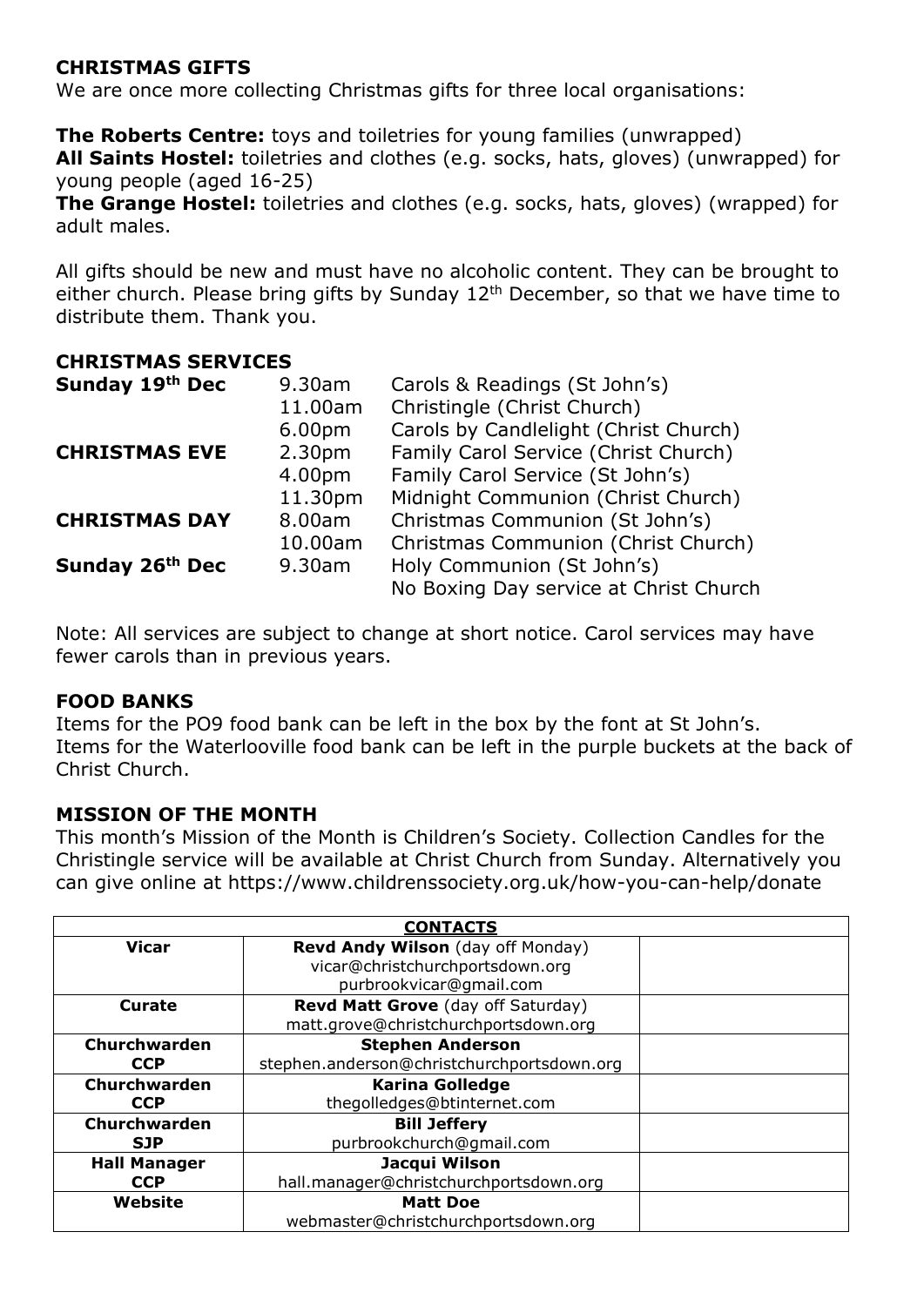## CHRISTMAS GIFTS

We are once more collecting Christmas gifts for three local organisations:

**The Roberts Centre:** toys and toiletries for young families (unwrapped)
**All Saints Hostel:** toiletries and clothes (e.g. socks, hats, gloves) (unwrapped) for young people (aged 16-25)
**The Grange Hostel:** toiletries and clothes (e.g. socks, hats, gloves) (wrapped) for adult males.

All gifts should be new and must have no alcoholic content. They can be brought to either church. Please bring gifts by Sunday 12th December, so that we have time to distribute them. Thank you.

## CHRISTMAS SERVICES

| | | |
|---|---|---|
| **Sunday 19th Dec** | 9.30am | Carols & Readings (St John's) |
| | 11.00am | Christingle (Christ Church) |
| | 6.00pm | Carols by Candlelight (Christ Church) |
| **CHRISTMAS EVE** | 2.30pm | Family Carol Service (Christ Church) |
| | 4.00pm | Family Carol Service (St John's) |
| | 11.30pm | Midnight Communion (Christ Church) |
| **CHRISTMAS DAY** | 8.00am | Christmas Communion (St John's) |
| | 10.00am | Christmas Communion (Christ Church) |
| **Sunday 26th Dec** | 9.30am | Holy Communion (St John's) |
| | | No Boxing Day service at Christ Church |

Note: All services are subject to change at short notice. Carol services may have fewer carols than in previous years.

## FOOD BANKS

Items for the PO9 food bank can be left in the box by the font at St John's.
Items for the Waterlooville food bank can be left in the purple buckets at the back of Christ Church.

## MISSION OF THE MONTH

This month's Mission of the Month is Children's Society. Collection Candles for the Christingle service will be available at Christ Church from Sunday. Alternatively you can give online at https://www.childrenssociety.org.uk/how-you-can-help/donate

| **CONTACTS** | | |
|---|---|---|
| **Vicar** | **Revd Andy Wilson** (day off Monday) vicar@christchurchportsdown.org purbrookvicar@gmail.com | |
| **Curate** | **Revd Matt Grove** (day off Saturday) matt.grove@christchurchportsdown.org | |
| **Churchwarden CCP** | **Stephen Anderson** stephen.anderson@christchurchportsdown.org | |
| **Churchwarden CCP** | **Karina Golledge** thegolledges@btinternet.com | |
| **Churchwarden SJP** | **Bill Jeffery** purbrookchurch@gmail.com | |
| **Hall Manager CCP** | **Jacqui Wilson** hall.manager@christchurchportsdown.org | |
| **Website** | **Matt Doe** webmaster@christchurchportsdown.org | |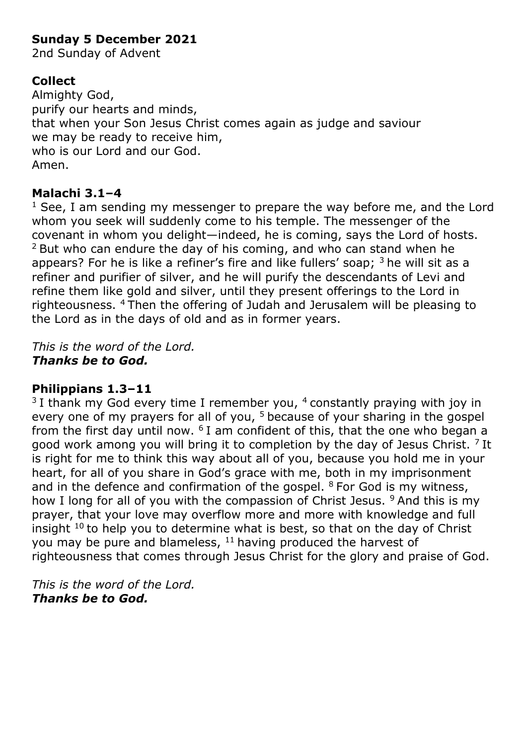**Sunday 5 December 2021**
2nd Sunday of Advent

**Collect**
Almighty God,
purify our hearts and minds,
that when your Son Jesus Christ comes again as judge and saviour
we may be ready to receive him,
who is our Lord and our God.
Amen.

**Malachi 3.1–4**
[1] See, I am sending my messenger to prepare the way before me, and the Lord whom you seek will suddenly come to his temple. The messenger of the covenant in whom you delight—indeed, he is coming, says the Lord of hosts. [2] But who can endure the day of his coming, and who can stand when he appears? For he is like a refiner's fire and like fullers' soap; [3] he will sit as a refiner and purifier of silver, and he will purify the descendants of Levi and refine them like gold and silver, until they present offerings to the Lord in righteousness. [4] Then the offering of Judah and Jerusalem will be pleasing to the Lord as in the days of old and as in former years.

*This is the word of the Lord.*
***Thanks be to God.***

**Philippians 1.3–11**
[3] I thank my God every time I remember you, [4] constantly praying with joy in every one of my prayers for all of you, [5] because of your sharing in the gospel from the first day until now. [6] I am confident of this, that the one who began a good work among you will bring it to completion by the day of Jesus Christ. [7] It is right for me to think this way about all of you, because you hold me in your heart, for all of you share in God's grace with me, both in my imprisonment and in the defence and confirmation of the gospel. [8] For God is my witness, how I long for all of you with the compassion of Christ Jesus. [9] And this is my prayer, that your love may overflow more and more with knowledge and full insight [10] to help you to determine what is best, so that on the day of Christ you may be pure and blameless, [11] having produced the harvest of righteousness that comes through Jesus Christ for the glory and praise of God.

*This is the word of the Lord.*
***Thanks be to God.***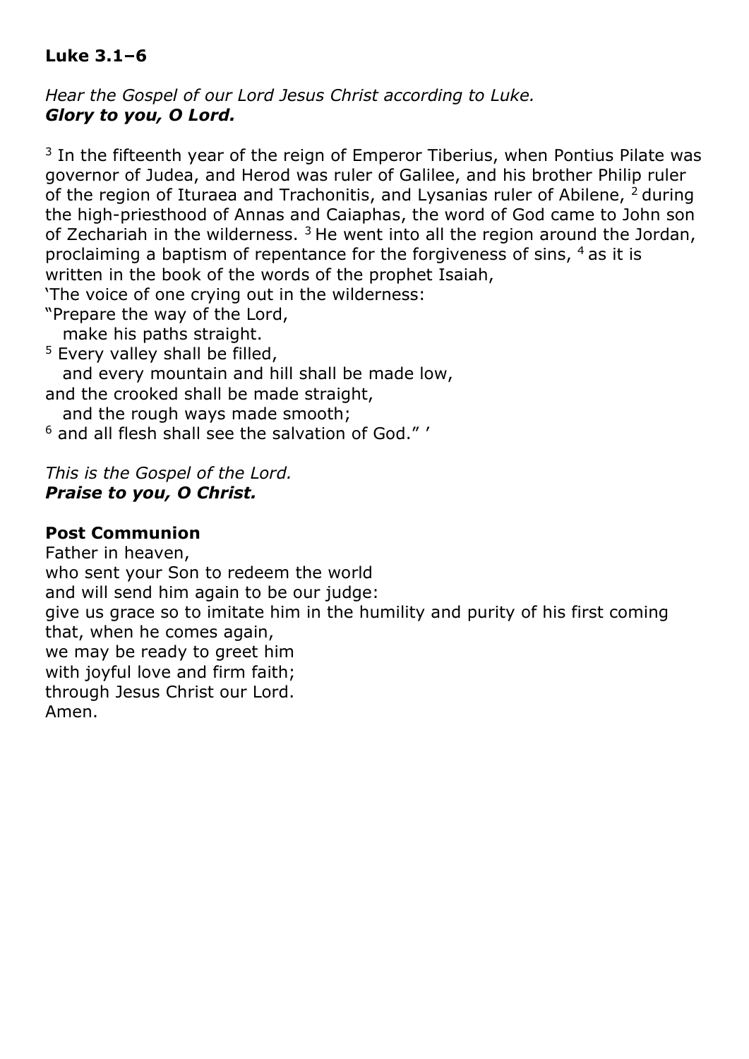**Luke 3.1–6**

*Hear the Gospel of our Lord Jesus Christ according to Luke.*
***Glory to you, O Lord.***

[3] In the fifteenth year of the reign of Emperor Tiberius, when Pontius Pilate was governor of Judea, and Herod was ruler of Galilee, and his brother Philip ruler of the region of Ituraea and Trachonitis, and Lysanias ruler of Abilene, [2] during the high-priesthood of Annas and Caiaphas, the word of God came to John son of Zechariah in the wilderness. [3] He went into all the region around the Jordan, proclaiming a baptism of repentance for the forgiveness of sins, [4] as it is written in the book of the words of the prophet Isaiah,
'The voice of one crying out in the wilderness:
"Prepare the way of the Lord,
make his paths straight.
[5] Every valley shall be filled,
and every mountain and hill shall be made low,
and the crooked shall be made straight,
and the rough ways made smooth;
[6] and all flesh shall see the salvation of God." '

*This is the Gospel of the Lord.*
***Praise to you, O Christ.***

**Post Communion**

Father in heaven,
who sent your Son to redeem the world
and will send him again to be our judge:
give us grace so to imitate him in the humility and purity of his first coming
that, when he comes again,
we may be ready to greet him
with joyful love and firm faith;
through Jesus Christ our Lord.
Amen.